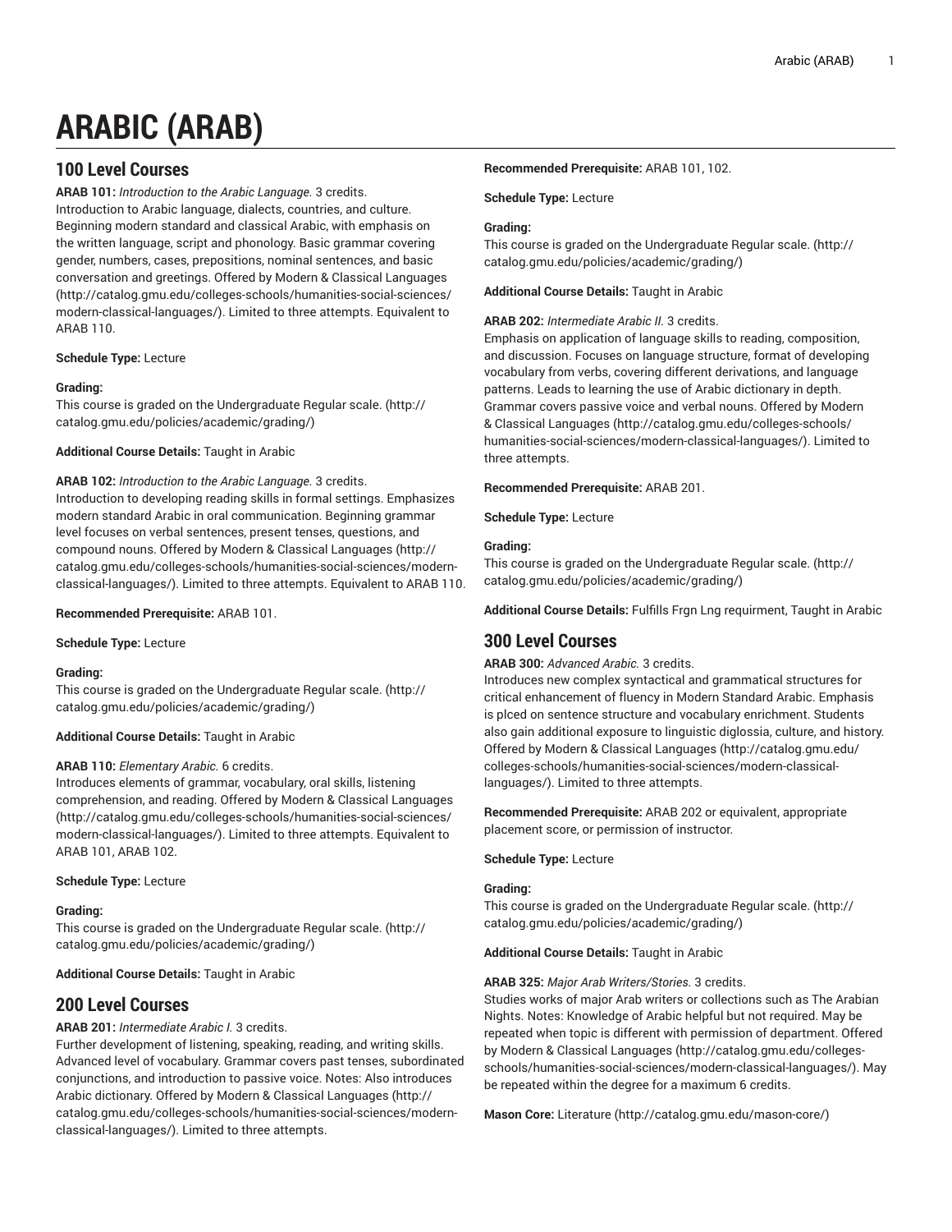# ARABIC (ARAB)

## 100 Level Courses

**ARAB 101:** *Introduction to the Arabic Language.* 3 credits.
Introduction to Arabic language, dialects, countries, and culture. Beginning modern standard and classical Arabic, with emphasis on the written language, script and phonology. Basic grammar covering gender, numbers, cases, prepositions, nominal sentences, and basic conversation and greetings. Offered by Modern & Classical Languages (http://catalog.gmu.edu/colleges-schools/humanities-social-sciences/modern-classical-languages/). Limited to three attempts. Equivalent to ARAB 110.

**Schedule Type:** Lecture

**Grading:**
This course is graded on the Undergraduate Regular scale. (http://catalog.gmu.edu/policies/academic/grading/)

**Additional Course Details:** Taught in Arabic

**ARAB 102:** *Introduction to the Arabic Language.* 3 credits.
Introduction to developing reading skills in formal settings. Emphasizes modern standard Arabic in oral communication. Beginning grammar level focuses on verbal sentences, present tenses, questions, and compound nouns. Offered by Modern & Classical Languages (http://catalog.gmu.edu/colleges-schools/humanities-social-sciences/modern-classical-languages/). Limited to three attempts. Equivalent to ARAB 110.

**Recommended Prerequisite:** ARAB 101.

**Schedule Type:** Lecture

**Grading:**
This course is graded on the Undergraduate Regular scale. (http://catalog.gmu.edu/policies/academic/grading/)

**Additional Course Details:** Taught in Arabic

**ARAB 110:** *Elementary Arabic.* 6 credits.
Introduces elements of grammar, vocabulary, oral skills, listening comprehension, and reading. Offered by Modern & Classical Languages (http://catalog.gmu.edu/colleges-schools/humanities-social-sciences/modern-classical-languages/). Limited to three attempts. Equivalent to ARAB 101, ARAB 102.

**Schedule Type:** Lecture

**Grading:**
This course is graded on the Undergraduate Regular scale. (http://catalog.gmu.edu/policies/academic/grading/)

**Additional Course Details:** Taught in Arabic

## 200 Level Courses

**ARAB 201:** *Intermediate Arabic I.* 3 credits.
Further development of listening, speaking, reading, and writing skills. Advanced level of vocabulary. Grammar covers past tenses, subordinated conjunctions, and introduction to passive voice. Notes: Also introduces Arabic dictionary. Offered by Modern & Classical Languages (http://catalog.gmu.edu/colleges-schools/humanities-social-sciences/modern-classical-languages/). Limited to three attempts.

**Recommended Prerequisite:** ARAB 101, 102.

**Schedule Type:** Lecture

**Grading:**
This course is graded on the Undergraduate Regular scale. (http://catalog.gmu.edu/policies/academic/grading/)

**Additional Course Details:** Taught in Arabic

**ARAB 202:** *Intermediate Arabic II.* 3 credits.
Emphasis on application of language skills to reading, composition, and discussion. Focuses on language structure, format of developing vocabulary from verbs, covering different derivations, and language patterns. Leads to learning the use of Arabic dictionary in depth. Grammar covers passive voice and verbal nouns. Offered by Modern & Classical Languages (http://catalog.gmu.edu/colleges-schools/humanities-social-sciences/modern-classical-languages/). Limited to three attempts.

**Recommended Prerequisite:** ARAB 201.

**Schedule Type:** Lecture

**Grading:**
This course is graded on the Undergraduate Regular scale. (http://catalog.gmu.edu/policies/academic/grading/)

**Additional Course Details:** Fulfills Frgn Lng requirment, Taught in Arabic

## 300 Level Courses

**ARAB 300:** *Advanced Arabic.* 3 credits.
Introduces new complex syntactical and grammatical structures for critical enhancement of fluency in Modern Standard Arabic. Emphasis is plced on sentence structure and vocabulary enrichment. Students also gain additional exposure to linguistic diglossia, culture, and history. Offered by Modern & Classical Languages (http://catalog.gmu.edu/colleges-schools/humanities-social-sciences/modern-classical-languages/). Limited to three attempts.

**Recommended Prerequisite:** ARAB 202 or equivalent, appropriate placement score, or permission of instructor.

**Schedule Type:** Lecture

**Grading:**
This course is graded on the Undergraduate Regular scale. (http://catalog.gmu.edu/policies/academic/grading/)

**Additional Course Details:** Taught in Arabic

**ARAB 325:** *Major Arab Writers/Stories.* 3 credits.
Studies works of major Arab writers or collections such as The Arabian Nights. Notes: Knowledge of Arabic helpful but not required. May be repeated when topic is different with permission of department. Offered by Modern & Classical Languages (http://catalog.gmu.edu/colleges-schools/humanities-social-sciences/modern-classical-languages/). May be repeated within the degree for a maximum 6 credits.

**Mason Core:** Literature (http://catalog.gmu.edu/mason-core/)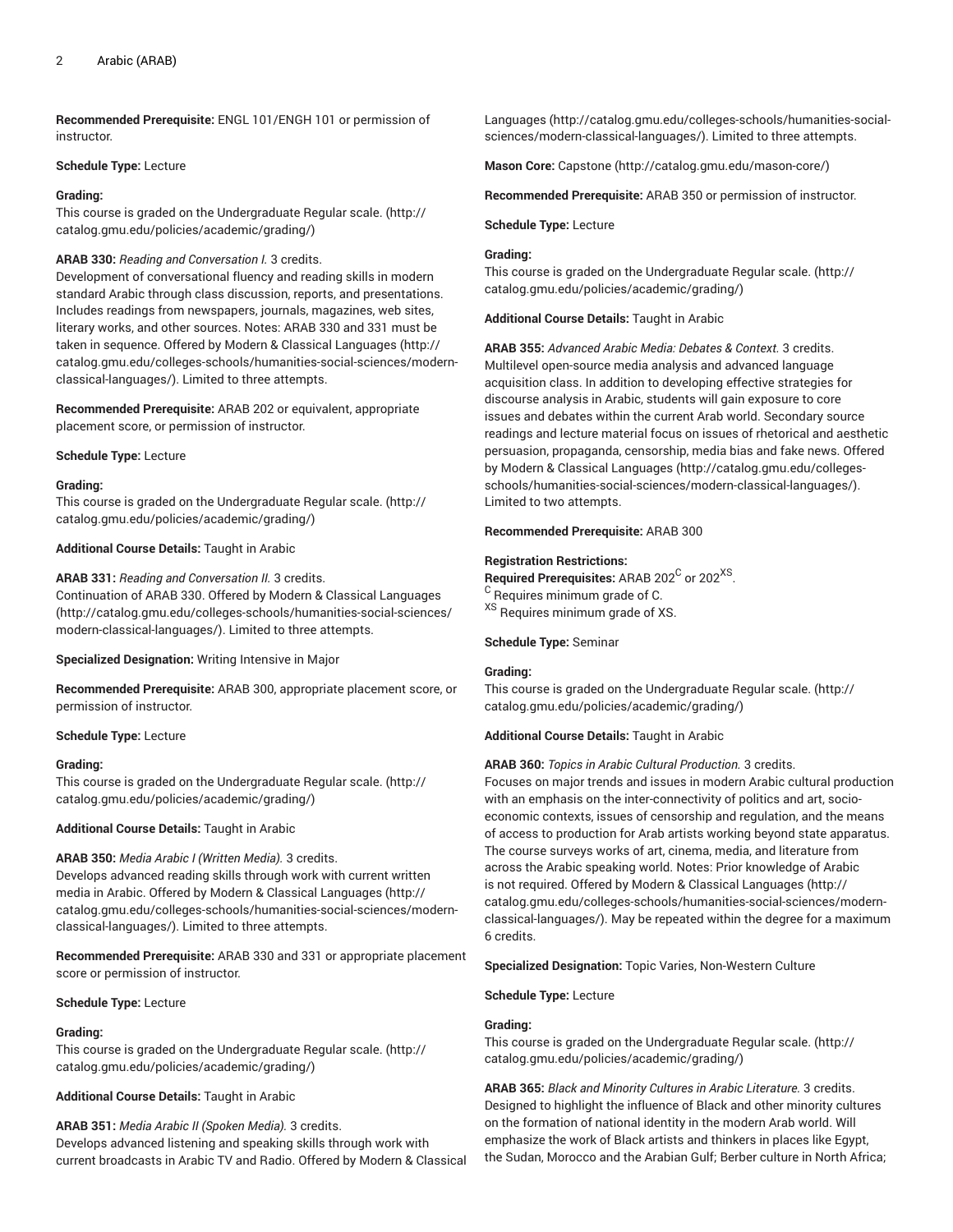**Recommended Prerequisite:** ENGL 101/ENGH 101 or permission of instructor.

**Schedule Type:** Lecture

**Grading:**
This course is graded on the Undergraduate Regular scale. (http://catalog.gmu.edu/policies/academic/grading/)

**ARAB 330:** *Reading and Conversation I.* 3 credits.
Development of conversational fluency and reading skills in modern standard Arabic through class discussion, reports, and presentations. Includes readings from newspapers, journals, magazines, web sites, literary works, and other sources. Notes: ARAB 330 and 331 must be taken in sequence. Offered by Modern & Classical Languages (http://catalog.gmu.edu/colleges-schools/humanities-social-sciences/modern-classical-languages/). Limited to three attempts.

**Recommended Prerequisite:** ARAB 202 or equivalent, appropriate placement score, or permission of instructor.

**Schedule Type:** Lecture

**Grading:**
This course is graded on the Undergraduate Regular scale. (http://catalog.gmu.edu/policies/academic/grading/)

**Additional Course Details:** Taught in Arabic

**ARAB 331:** *Reading and Conversation II.* 3 credits.
Continuation of ARAB 330. Offered by Modern & Classical Languages (http://catalog.gmu.edu/colleges-schools/humanities-social-sciences/modern-classical-languages/). Limited to three attempts.

**Specialized Designation:** Writing Intensive in Major

**Recommended Prerequisite:** ARAB 300, appropriate placement score, or permission of instructor.

**Schedule Type:** Lecture

**Grading:**
This course is graded on the Undergraduate Regular scale. (http://catalog.gmu.edu/policies/academic/grading/)

**Additional Course Details:** Taught in Arabic

**ARAB 350:** *Media Arabic I (Written Media).* 3 credits.
Develops advanced reading skills through work with current written media in Arabic. Offered by Modern & Classical Languages (http://catalog.gmu.edu/colleges-schools/humanities-social-sciences/modern-classical-languages/). Limited to three attempts.

**Recommended Prerequisite:** ARAB 330 and 331 or appropriate placement score or permission of instructor.

**Schedule Type:** Lecture

**Grading:**
This course is graded on the Undergraduate Regular scale. (http://catalog.gmu.edu/policies/academic/grading/)

**Additional Course Details:** Taught in Arabic

**ARAB 351:** *Media Arabic II (Spoken Media).* 3 credits.
Develops advanced listening and speaking skills through work with current broadcasts in Arabic TV and Radio. Offered by Modern & Classical Languages (http://catalog.gmu.edu/colleges-schools/humanities-social-sciences/modern-classical-languages/). Limited to three attempts.

**Mason Core:** Capstone (http://catalog.gmu.edu/mason-core/)

**Recommended Prerequisite:** ARAB 350 or permission of instructor.

**Schedule Type:** Lecture

**Grading:**
This course is graded on the Undergraduate Regular scale. (http://catalog.gmu.edu/policies/academic/grading/)

**Additional Course Details:** Taught in Arabic

**ARAB 355:** *Advanced Arabic Media: Debates & Context.* 3 credits.
Multilevel open-source media analysis and advanced language acquisition class. In addition to developing effective strategies for discourse analysis in Arabic, students will gain exposure to core issues and debates within the current Arab world. Secondary source readings and lecture material focus on issues of rhetorical and aesthetic persuasion, propaganda, censorship, media bias and fake news. Offered by Modern & Classical Languages (http://catalog.gmu.edu/colleges-schools/humanities-social-sciences/modern-classical-languages/). Limited to two attempts.

**Recommended Prerequisite:** ARAB 300

**Registration Restrictions:**
**Required Prerequisites:** ARAB 202[C] or 202[XS].
[C] Requires minimum grade of C.
[XS] Requires minimum grade of XS.

**Schedule Type:** Seminar

**Grading:**
This course is graded on the Undergraduate Regular scale. (http://catalog.gmu.edu/policies/academic/grading/)

**Additional Course Details:** Taught in Arabic

**ARAB 360:** *Topics in Arabic Cultural Production.* 3 credits.
Focuses on major trends and issues in modern Arabic cultural production with an emphasis on the inter-connectivity of politics and art, socio-economic contexts, issues of censorship and regulation, and the means of access to production for Arab artists working beyond state apparatus. The course surveys works of art, cinema, media, and literature from across the Arabic speaking world. Notes: Prior knowledge of Arabic is not required. Offered by Modern & Classical Languages (http://catalog.gmu.edu/colleges-schools/humanities-social-sciences/modern-classical-languages/). May be repeated within the degree for a maximum 6 credits.

**Specialized Designation:** Topic Varies, Non-Western Culture

**Schedule Type:** Lecture

**Grading:**
This course is graded on the Undergraduate Regular scale. (http://catalog.gmu.edu/policies/academic/grading/)

**ARAB 365:** *Black and Minority Cultures in Arabic Literature.* 3 credits.
Designed to highlight the influence of Black and other minority cultures on the formation of national identity in the modern Arab world. Will emphasize the work of Black artists and thinkers in places like Egypt, the Sudan, Morocco and the Arabian Gulf; Berber culture in North Africa;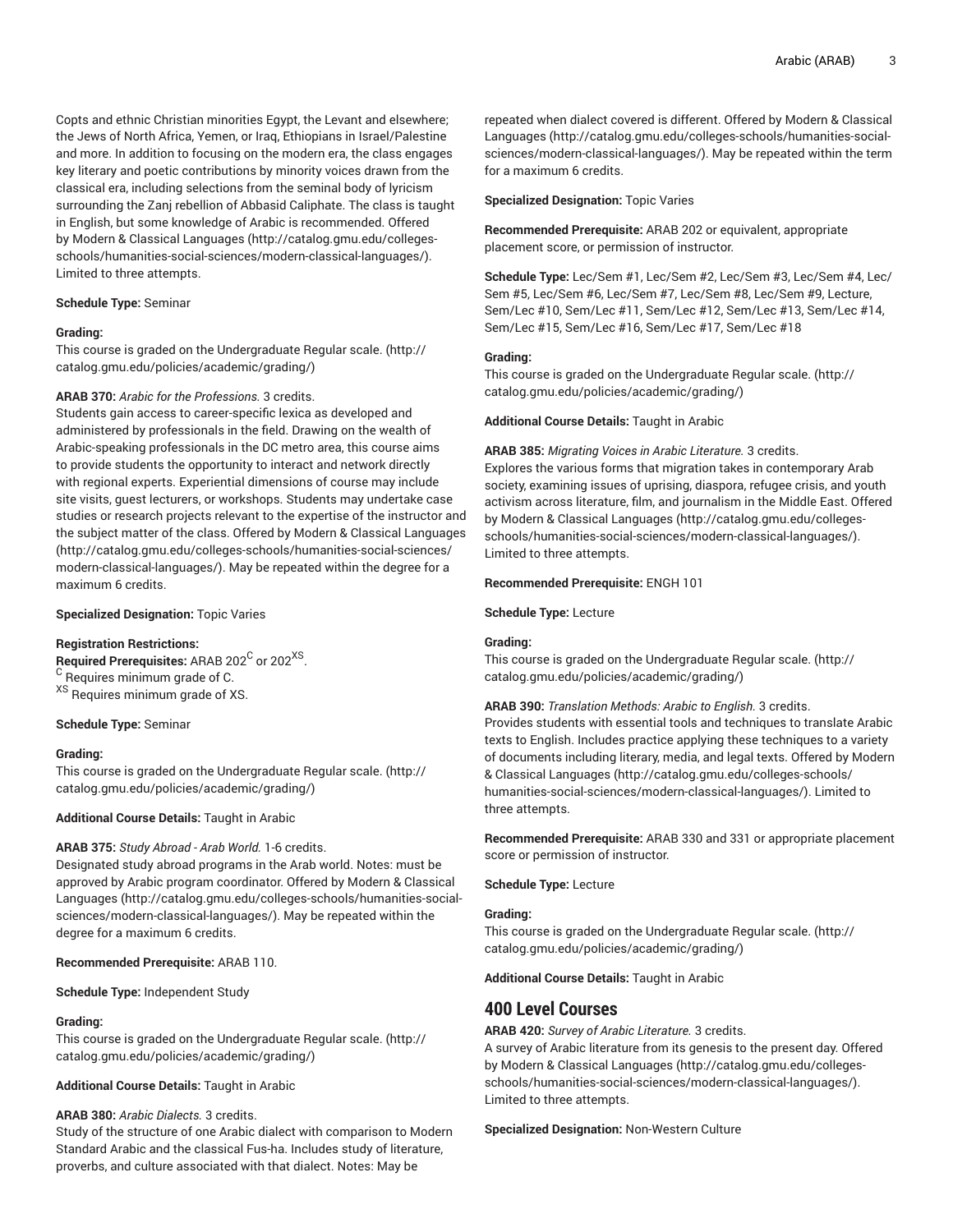Copts and ethnic Christian minorities Egypt, the Levant and elsewhere; the Jews of North Africa, Yemen, or Iraq, Ethiopians in Israel/Palestine and more. In addition to focusing on the modern era, the class engages key literary and poetic contributions by minority voices drawn from the classical era, including selections from the seminal body of lyricism surrounding the Zanj rebellion of Abbasid Caliphate. The class is taught in English, but some knowledge of Arabic is recommended. Offered by Modern & Classical Languages (http://catalog.gmu.edu/colleges-schools/humanities-social-sciences/modern-classical-languages/). Limited to three attempts.

**Schedule Type:** Seminar

**Grading:**
This course is graded on the Undergraduate Regular scale. (http://catalog.gmu.edu/policies/academic/grading/)

**ARAB 370:** *Arabic for the Professions.* 3 credits.
Students gain access to career-specific lexica as developed and administered by professionals in the field. Drawing on the wealth of Arabic-speaking professionals in the DC metro area, this course aims to provide students the opportunity to interact and network directly with regional experts. Experiential dimensions of course may include site visits, guest lecturers, or workshops. Students may undertake case studies or research projects relevant to the expertise of the instructor and the subject matter of the class. Offered by Modern & Classical Languages (http://catalog.gmu.edu/colleges-schools/humanities-social-sciences/modern-classical-languages/). May be repeated within the degree for a maximum 6 credits.

**Specialized Designation:** Topic Varies

**Registration Restrictions:**
**Required Prerequisites:** ARAB 202[C] or 202[XS].
[C] Requires minimum grade of C.
[XS] Requires minimum grade of XS.

**Schedule Type:** Seminar

**Grading:**
This course is graded on the Undergraduate Regular scale. (http://catalog.gmu.edu/policies/academic/grading/)

**Additional Course Details:** Taught in Arabic

**ARAB 375:** *Study Abroad - Arab World.* 1-6 credits.
Designated study abroad programs in the Arab world. Notes: must be approved by Arabic program coordinator. Offered by Modern & Classical Languages (http://catalog.gmu.edu/colleges-schools/humanities-social-sciences/modern-classical-languages/). May be repeated within the degree for a maximum 6 credits.

**Recommended Prerequisite:** ARAB 110.

**Schedule Type:** Independent Study

**Grading:**
This course is graded on the Undergraduate Regular scale. (http://catalog.gmu.edu/policies/academic/grading/)

**Additional Course Details:** Taught in Arabic

**ARAB 380:** *Arabic Dialects.* 3 credits.
Study of the structure of one Arabic dialect with comparison to Modern Standard Arabic and the classical Fus-ha. Includes study of literature, proverbs, and culture associated with that dialect. Notes: May be repeated when dialect covered is different. Offered by Modern & Classical Languages (http://catalog.gmu.edu/colleges-schools/humanities-social-sciences/modern-classical-languages/). May be repeated within the term for a maximum 6 credits.

**Specialized Designation:** Topic Varies

**Recommended Prerequisite:** ARAB 202 or equivalent, appropriate placement score, or permission of instructor.

**Schedule Type:** Lec/Sem #1, Lec/Sem #2, Lec/Sem #3, Lec/Sem #4, Lec/Sem #5, Lec/Sem #6, Lec/Sem #7, Lec/Sem #8, Lec/Sem #9, Lecture, Sem/Lec #10, Sem/Lec #11, Sem/Lec #12, Sem/Lec #13, Sem/Lec #14, Sem/Lec #15, Sem/Lec #16, Sem/Lec #17, Sem/Lec #18

**Grading:**
This course is graded on the Undergraduate Regular scale. (http://catalog.gmu.edu/policies/academic/grading/)

**Additional Course Details:** Taught in Arabic

**ARAB 385:** *Migrating Voices in Arabic Literature.* 3 credits.
Explores the various forms that migration takes in contemporary Arab society, examining issues of uprising, diaspora, refugee crisis, and youth activism across literature, film, and journalism in the Middle East. Offered by Modern & Classical Languages (http://catalog.gmu.edu/colleges-schools/humanities-social-sciences/modern-classical-languages/). Limited to three attempts.

**Recommended Prerequisite:** ENGH 101

**Schedule Type:** Lecture

**Grading:**
This course is graded on the Undergraduate Regular scale. (http://catalog.gmu.edu/policies/academic/grading/)

**ARAB 390:** *Translation Methods: Arabic to English.* 3 credits.
Provides students with essential tools and techniques to translate Arabic texts to English. Includes practice applying these techniques to a variety of documents including literary, media, and legal texts. Offered by Modern & Classical Languages (http://catalog.gmu.edu/colleges-schools/humanities-social-sciences/modern-classical-languages/). Limited to three attempts.

**Recommended Prerequisite:** ARAB 330 and 331 or appropriate placement score or permission of instructor.

**Schedule Type:** Lecture

**Grading:**
This course is graded on the Undergraduate Regular scale. (http://catalog.gmu.edu/policies/academic/grading/)

**Additional Course Details:** Taught in Arabic

## 400 Level Courses

**ARAB 420:** *Survey of Arabic Literature.* 3 credits.
A survey of Arabic literature from its genesis to the present day. Offered by Modern & Classical Languages (http://catalog.gmu.edu/colleges-schools/humanities-social-sciences/modern-classical-languages/). Limited to three attempts.

**Specialized Designation:** Non-Western Culture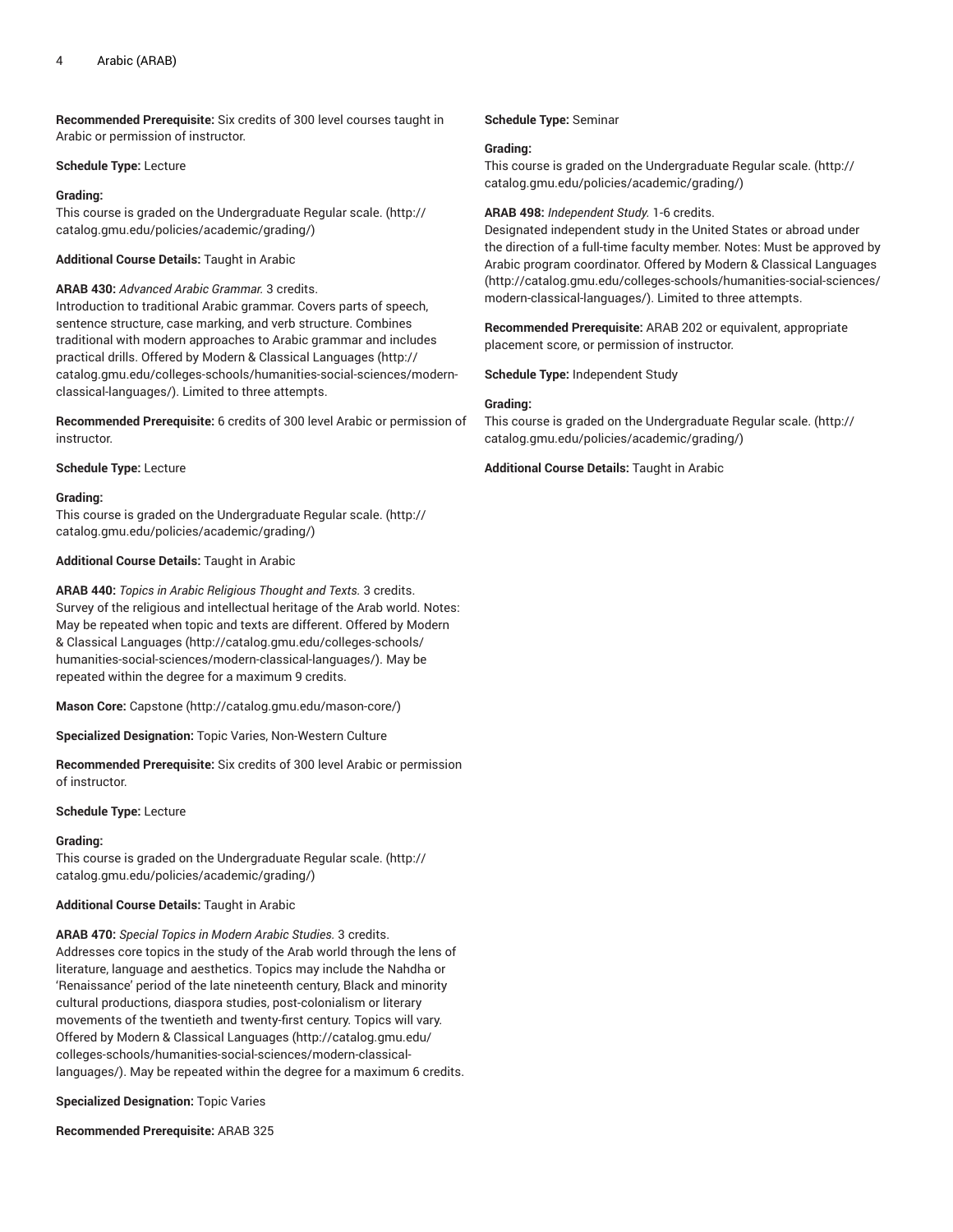**Recommended Prerequisite:** Six credits of 300 level courses taught in Arabic or permission of instructor.

**Schedule Type:** Lecture

**Grading:**
This course is graded on the Undergraduate Regular scale. (http://catalog.gmu.edu/policies/academic/grading/)

**Additional Course Details:** Taught in Arabic

**ARAB 430:** *Advanced Arabic Grammar.* 3 credits.
Introduction to traditional Arabic grammar. Covers parts of speech, sentence structure, case marking, and verb structure. Combines traditional with modern approaches to Arabic grammar and includes practical drills. Offered by Modern & Classical Languages (http://catalog.gmu.edu/colleges-schools/humanities-social-sciences/modern-classical-languages/). Limited to three attempts.

**Recommended Prerequisite:** 6 credits of 300 level Arabic or permission of instructor.

**Schedule Type:** Lecture

**Grading:**
This course is graded on the Undergraduate Regular scale. (http://catalog.gmu.edu/policies/academic/grading/)

**Additional Course Details:** Taught in Arabic

**ARAB 440:** *Topics in Arabic Religious Thought and Texts.* 3 credits.
Survey of the religious and intellectual heritage of the Arab world. Notes: May be repeated when topic and texts are different. Offered by Modern & Classical Languages (http://catalog.gmu.edu/colleges-schools/humanities-social-sciences/modern-classical-languages/). May be repeated within the degree for a maximum 9 credits.

**Mason Core:** Capstone (http://catalog.gmu.edu/mason-core/)

**Specialized Designation:** Topic Varies, Non-Western Culture

**Recommended Prerequisite:** Six credits of 300 level Arabic or permission of instructor.

**Schedule Type:** Lecture

**Grading:**
This course is graded on the Undergraduate Regular scale. (http://catalog.gmu.edu/policies/academic/grading/)

**Additional Course Details:** Taught in Arabic

**ARAB 470:** *Special Topics in Modern Arabic Studies.* 3 credits.
Addresses core topics in the study of the Arab world through the lens of literature, language and aesthetics. Topics may include the Nahdha or 'Renaissance' period of the late nineteenth century, Black and minority cultural productions, diaspora studies, post-colonialism or literary movements of the twentieth and twenty-first century. Topics will vary. Offered by Modern & Classical Languages (http://catalog.gmu.edu/colleges-schools/humanities-social-sciences/modern-classical-languages/). May be repeated within the degree for a maximum 6 credits.

**Specialized Designation:** Topic Varies

**Recommended Prerequisite:** ARAB 325

**Schedule Type:** Seminar

**Grading:**
This course is graded on the Undergraduate Regular scale. (http://catalog.gmu.edu/policies/academic/grading/)

**ARAB 498:** *Independent Study.* 1-6 credits.
Designated independent study in the United States or abroad under the direction of a full-time faculty member. Notes: Must be approved by Arabic program coordinator. Offered by Modern & Classical Languages (http://catalog.gmu.edu/colleges-schools/humanities-social-sciences/modern-classical-languages/). Limited to three attempts.

**Recommended Prerequisite:** ARAB 202 or equivalent, appropriate placement score, or permission of instructor.

**Schedule Type:** Independent Study

**Grading:**
This course is graded on the Undergraduate Regular scale. (http://catalog.gmu.edu/policies/academic/grading/)

**Additional Course Details:** Taught in Arabic